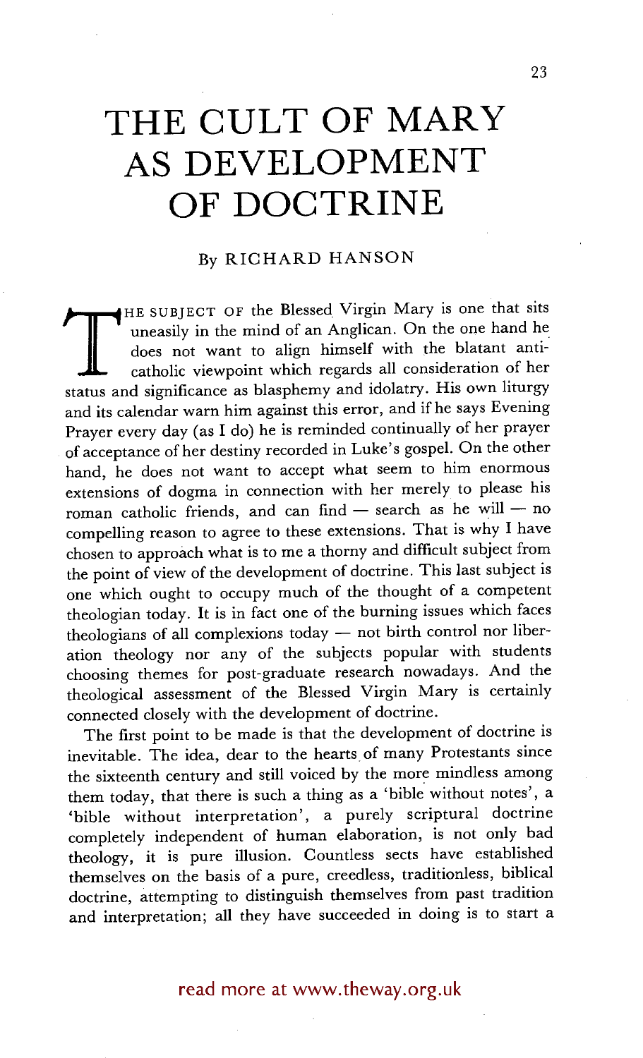# THE CULT OF MARY AS DEVELOPMENT OF DOCTRINE

By RICHARD HANSON

THE SUBJECT OF the Blessed Virgin Mary is one that sits uneasily in the mind of an Anglican. On the one hand he does not want to align himself with the blatant anti-catholic viewpoint which regards all consideration of her status and significance as blasphemy and idolatry. His own liturgy and its calendar warn him against this error, and if he says Evening Prayer every day (as I do) he is reminded continually of her prayer of acceptance of her destiny recorded in Luke's gospel. On the other hand, he does not want to accept what seem to him enormous extensions of dogma in connection with her merely to please his roman catholic friends, and can find — search as he will — no compelling reason to agree to these extensions. That is why I have chosen to approach what is to me a thorny and difficult subject from the point of view of the development of doctrine. This last subject is one which ought to occupy much of the thought of a competent theologian today. It is in fact one of the burning issues which faces theologians of all complexions today — not birth control nor liberation theology nor any of the subjects popular with students choosing themes for post-graduate research nowadays. And the theological assessment of the Blessed Virgin Mary is certainly connected closely with the development of doctrine.

The first point to be made is that the development of doctrine is inevitable. The idea, dear to the hearts of many Protestants since the sixteenth century and still voiced by the more mindless among them today, that there is such a thing as a 'bible without notes', a 'bible without interpretation', a purely scriptural doctrine completely independent of human elaboration, is not only bad theology, it is pure illusion. Countless sects have established themselves on the basis of a pure, creedless, traditionless, biblical doctrine, attempting to distinguish themselves from past tradition and interpretation; all they have succeeded in doing is to start a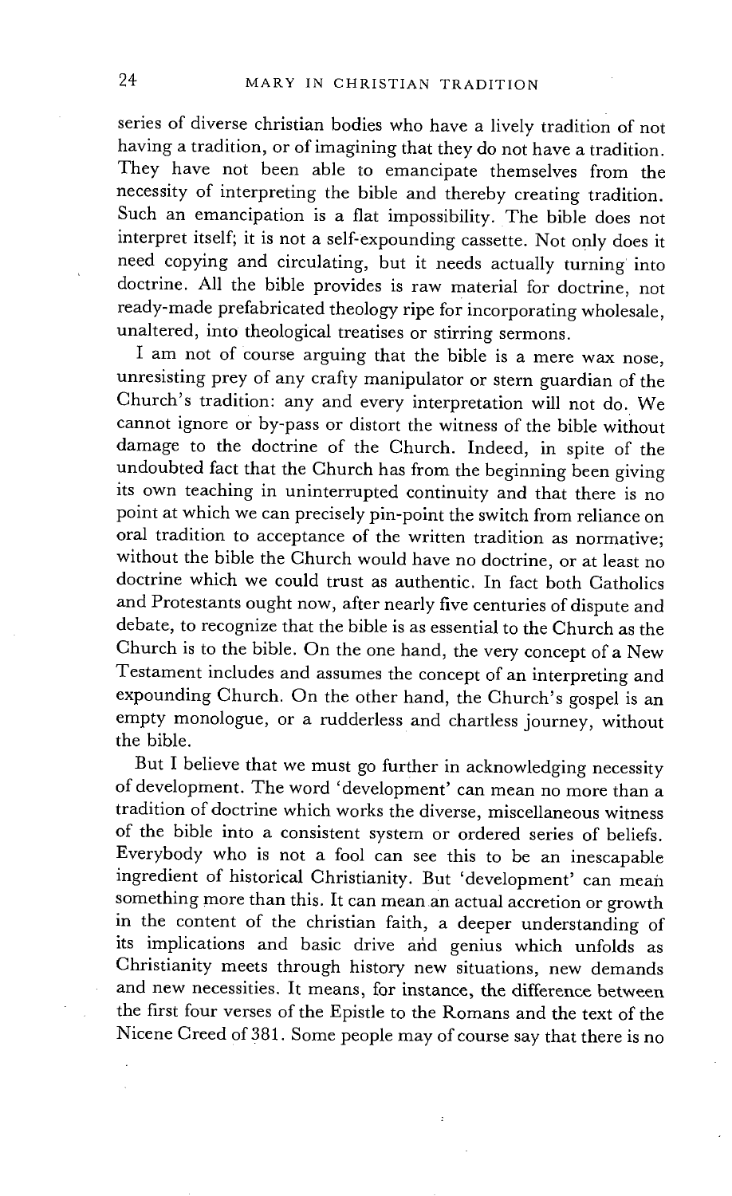series of diverse christian bodies who have a lively tradition of not having a tradition, or of imagining that they do not have a tradition. They have not been able to emancipate themselves from the necessity of interpreting the bible and thereby creating tradition. Such an emancipation is a flat impossibility. The bible does not interpret itself; it is not a self-expounding cassette. Not only does it need copying and circulating, but it needs actually turning into doctrine. All the bible provides is raw material for doctrine, not ready-made prefabricated theology ripe for incorporating wholesale, unaltered, into theological treatises or stirring sermons.

I am not of course arguing that the bible is a mere wax nose, unresisting prey of any crafty manipulator or stern guardian of the Church's tradition: any and every interpretation will not do. We cannot ignore or by-pass or distort the witness of the bible without damage to the doctrine of the Church. Indeed, in spite of the undoubted fact that the Church has from the beginning been giving its own teaching in uninterrupted continuity and that there is no point at which we can precisely pin-point the switch from reliance on oral tradition to acceptance of the written tradition as normative; without the bible the Church would have no doctrine, or at least no doctrine which we could trust as authentic. In fact both Catholics and Protestants ought now, after nearly five centuries of dispute and debate, to recognize that the bible is as essential to the Church as the Church is to the bible. On the one hand, the very concept of a New Testament includes and assumes the concept of an interpreting and expounding Church. On the other hand, the Church's gospel is an empty monologue, or a rudderless and chartless journey, without the bible.

But I believe that we must go further in acknowledging necessity of development. The word 'development' can mean no more than a tradition of doctrine which works the diverse, miscellaneous witness of the bible into a consistent system or ordered series of beliefs. Everybody who is not a fool can see this to be an inescapable ingredient of historical Christianity. But 'development' can mean something more than this. It can mean an actual accretion or growth in the content of the christian faith, a deeper understanding of its implications and basic drive and genius which unfolds as Christianity meets through history new situations, new demands and new necessities. It means, for instance, the difference between the first four verses of the Epistle to the Romans and the text of the Nicene Creed of 381. Some people may of course say that there is no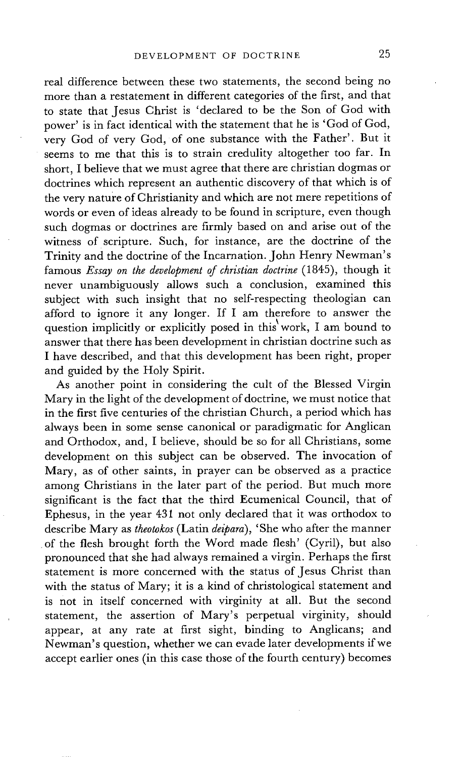real difference between these two statements, the second being no more than a restatement in different categories of the first, and that to state that Jesus Christ is 'declared to be the Son of God with power' is in fact identical with the statement that he is 'God of God, very God of very God, of one substance with the Father'. But it seems to me that this is to strain credulity altogether too far. In short, I believe that we must agree that there are christian dogmas or doctrines which represent an authentic discovery of that which is of the very nature of Christianity and which are not mere repetitions of words or even of ideas already to be found in scripture, even though such dogmas or doctrines are firmly based on and arise out of the witness of scripture. Such, for instance, are the doctrine of the Trinity and the doctrine of the Incarnation. John Henry Newman's famous *Essay on the development of christian doctrine* (1845), though it never unambiguously allows such a conclusion, examined this subject with such insight that no self-respecting theologian can afford to ignore it any longer. If I am therefore to answer the question implicitly or explicitly posed in this work, I am bound to answer that there has been development in christian doctrine such as I have described, and that this development has been right, proper and guided by the Holy Spirit.

As another point in considering the cult of the Blessed Virgin Mary in the light of the development of doctrine, we must notice that in the first five centuries of the christian Church, a period which has always been in some sense canonical or paradigmatic for Anglican and Orthodox, and, I believe, should be so for all Christians, some development on this subject can be observed. The invocation of Mary, as of other saints, in prayer can be observed as a practice among Christians in the later part of the period. But much more significant is the fact that the third Ecumenical Council, that of Ephesus, in the year 431 not only declared that it was orthodox to describe Mary as *theotokos* (Latin *deipara*), 'She who after the manner of the flesh brought forth the Word made flesh' (Cyril), but also pronounced that she had always remained a virgin. Perhaps the first statement is more concerned with the status of Jesus Christ than with the status of Mary; it is a kind of christological statement and is not in itself concerned with virginity at all. But the second statement, the assertion of Mary's perpetual virginity, should appear, at any rate at first sight, binding to Anglicans; and Newman's question, whether we can evade later developments if we accept earlier ones (in this case those of the fourth century) becomes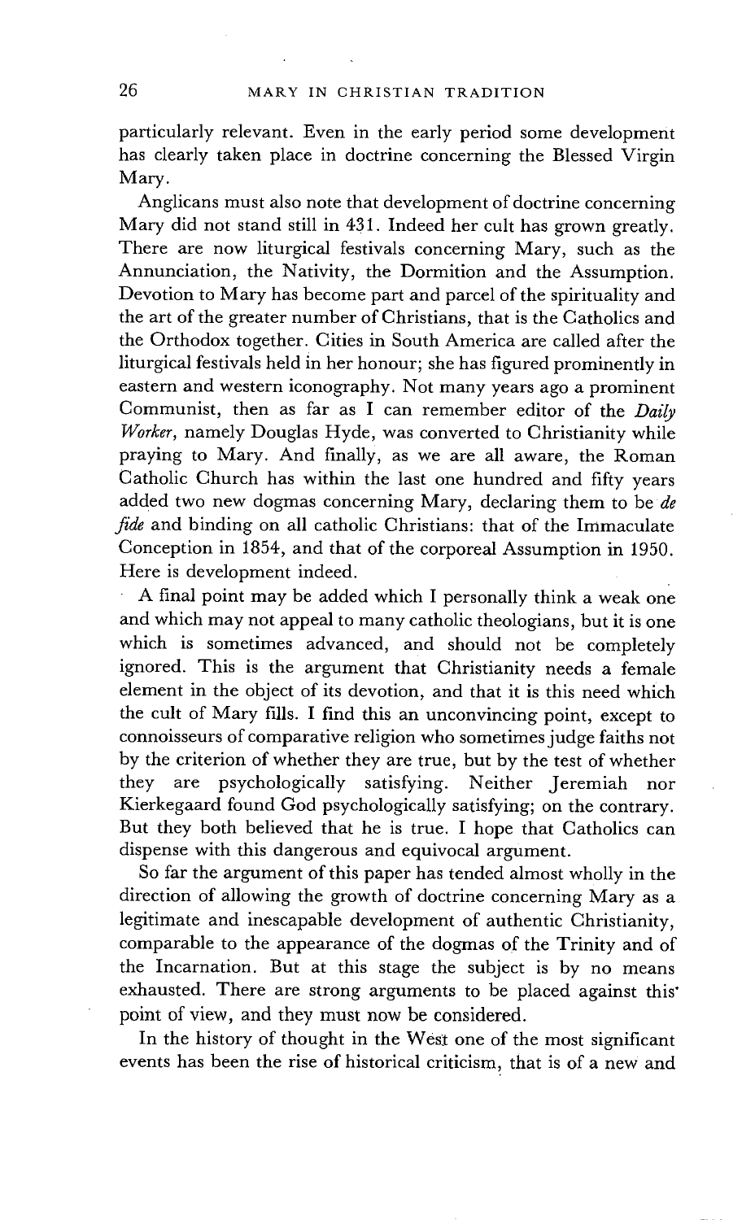particularly relevant. Even in the early period some development has clearly taken place in doctrine concerning the Blessed Virgin Mary.

Anglicans must also note that development of doctrine concerning Mary did not stand still in 431. Indeed her cult has grown greatly. There are now liturgical festivals concerning Mary, such as the Annunciation, the Nativity, the Dormition and the Assumption. Devotion to Mary has become part and parcel of the spirituality and the art of the greater number of Christians, that is the Catholics and the Orthodox together. Cities in South America are called after the liturgical festivals held in her honour; she has figured prominently in eastern and western iconography. Not many years ago a prominent Communist, then as far as I can remember editor of the *Daily Worker*, namely Douglas Hyde, was converted to Christianity while praying to Mary. And finally, as we are all aware, the Roman Catholic Church has within the last one hundred and fifty years added two new dogmas concerning Mary, declaring them to be *de fide* and binding on all catholic Christians: that of the Immaculate Conception in 1854, and that of the corporeal Assumption in 1950. Here is development indeed.

A final point may be added which I personally think a weak one and which may not appeal to many catholic theologians, but it is one which is sometimes advanced, and should not be completely ignored. This is the argument that Christianity needs a female element in the object of its devotion, and that it is this need which the cult of Mary fills. I find this an unconvincing point, except to connoisseurs of comparative religion who sometimes judge faiths not by the criterion of whether they are true, but by the test of whether they are psychologically satisfying. Neither Jeremiah nor Kierkegaard found God psychologically satisfying; on the contrary. But they both believed that he is true. I hope that Catholics can dispense with this dangerous and equivocal argument.

So far the argument of this paper has tended almost wholly in the direction of allowing the growth of doctrine concerning Mary as a legitimate and inescapable development of authentic Christianity, comparable to the appearance of the dogmas of the Trinity and of the Incarnation. But at this stage the subject is by no means exhausted. There are strong arguments to be placed against this point of view, and they must now be considered.

In the history of thought in the West one of the most significant events has been the rise of historical criticism, that is of a new and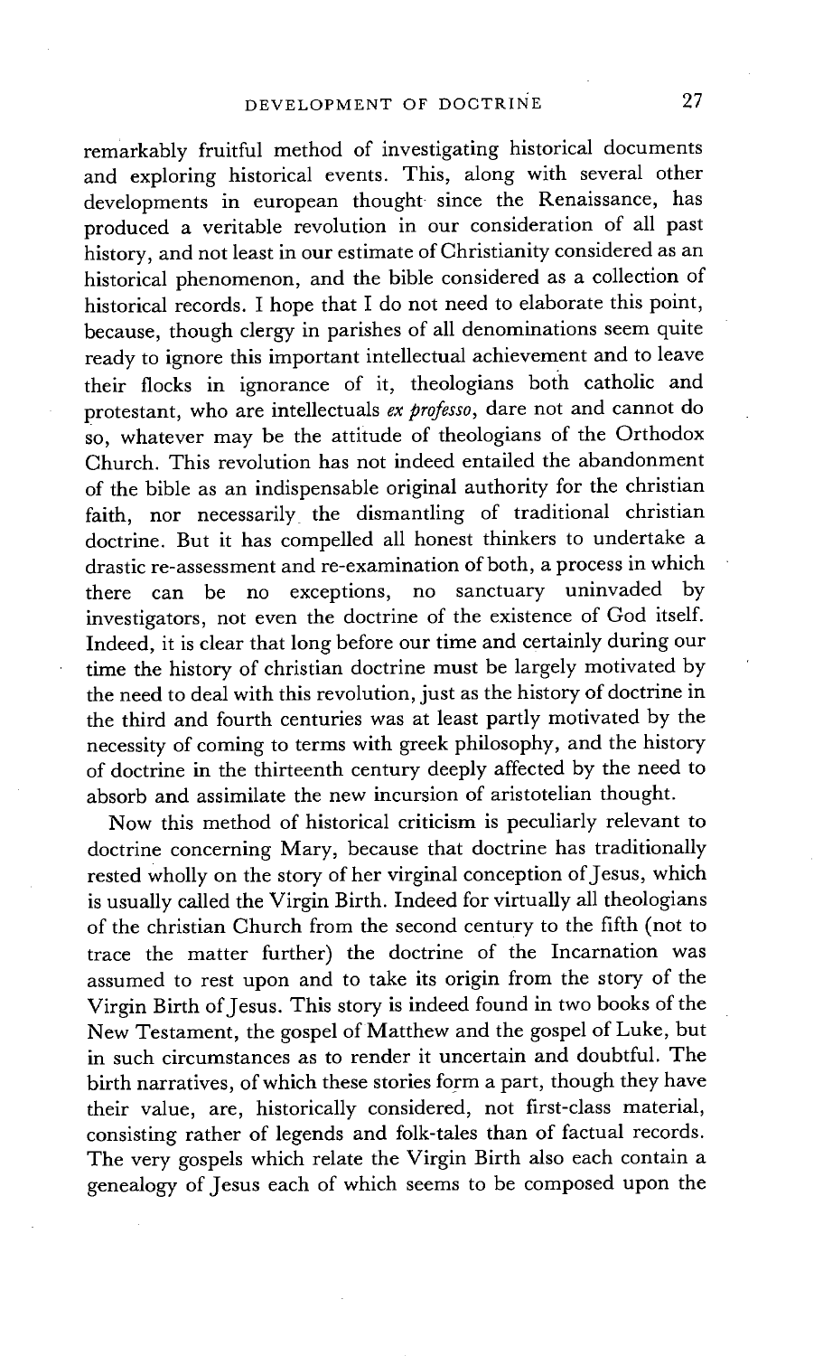remarkably fruitful method of investigating historical documents and exploring historical events. This, along with several other developments in european thought since the Renaissance, has produced a veritable revolution in our consideration of all past history, and not least in our estimate of Christianity considered as an historical phenomenon, and the bible considered as a collection of historical records. I hope that I do not need to elaborate this point, because, though clergy in parishes of all denominations seem quite ready to ignore this important intellectual achievement and to leave their flocks in ignorance of it, theologians both catholic and protestant, who are intellectuals *ex professo*, dare not and cannot do so, whatever may be the attitude of theologians of the Orthodox Church. This revolution has not indeed entailed the abandonment of the bible as an indispensable original authority for the christian faith, nor necessarily the dismantling of traditional christian doctrine. But it has compelled all honest thinkers to undertake a drastic re-assessment and re-examination of both, a process in which there can be no exceptions, no sanctuary uninvaded by investigators, not even the doctrine of the existence of God itself. Indeed, it is clear that long before our time and certainly during our time the history of christian doctrine must be largely motivated by the need to deal with this revolution, just as the history of doctrine in the third and fourth centuries was at least partly motivated by the necessity of coming to terms with greek philosophy, and the history of doctrine in the thirteenth century deeply affected by the need to absorb and assimilate the new incursion of aristotelian thought.

Now this method of historical criticism is peculiarly relevant to doctrine concerning Mary, because that doctrine has traditionally rested wholly on the story of her virginal conception of Jesus, which is usually called the Virgin Birth. Indeed for virtually all theologians of the christian Church from the second century to the fifth (not to trace the matter further) the doctrine of the Incarnation was assumed to rest upon and to take its origin from the story of the Virgin Birth of Jesus. This story is indeed found in two books of the New Testament, the gospel of Matthew and the gospel of Luke, but in such circumstances as to render it uncertain and doubtful. The birth narratives, of which these stories form a part, though they have their value, are, historically considered, not first-class material, consisting rather of legends and folk-tales than of factual records. The very gospels which relate the Virgin Birth also each contain a genealogy of Jesus each of which seems to be composed upon the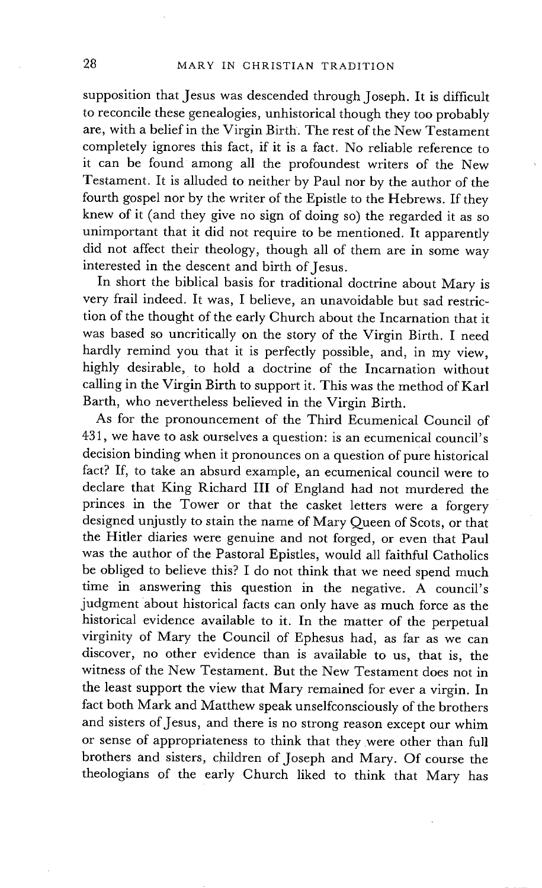supposition that Jesus was descended through Joseph. It is difficult to reconcile these genealogies, unhistorical though they too probably are, with a belief in the Virgin Birth. The rest of the New Testament completely ignores this fact, if it is a fact. No reliable reference to it can be found among all the profoundest writers of the New Testament. It is alluded to neither by Paul nor by the author of the fourth gospel nor by the writer of the Epistle to the Hebrews. If they knew of it (and they give no sign of doing so) the regarded it as so unimportant that it did not require to be mentioned. It apparently did not affect their theology, though all of them are in some way interested in the descent and birth of Jesus.

In short the biblical basis for traditional doctrine about Mary is very frail indeed. It was, I believe, an unavoidable but sad restriction of the thought of the early Church about the Incarnation that it was based so uncritically on the story of the Virgin Birth. I need hardly remind you that it is perfectly possible, and, in my view, highly desirable, to hold a doctrine of the Incarnation without calling in the Virgin Birth to support it. This was the method of Karl Barth, who nevertheless believed in the Virgin Birth.

As for the pronouncement of the Third Ecumenical Council of 431, we have to ask ourselves a question: is an ecumenical council's decision binding when it pronounces on a question of pure historical fact? If, to take an absurd example, an ecumenical council were to declare that King Richard III of England had not murdered the princes in the Tower or that the casket letters were a forgery designed unjustly to stain the name of Mary Queen of Scots, or that the Hitler diaries were genuine and not forged, or even that Paul was the author of the Pastoral Epistles, would all faithful Catholics be obliged to believe this? I do not think that we need spend much time in answering this question in the negative. A council's judgment about historical facts can only have as much force as the historical evidence available to it. In the matter of the perpetual virginity of Mary the Council of Ephesus had, as far as we can discover, no other evidence than is available to us, that is, the witness of the New Testament. But the New Testament does not in the least support the view that Mary remained for ever a virgin. In fact both Mark and Matthew speak unselfconsciously of the brothers and sisters of Jesus, and there is no strong reason except our whim or sense of appropriateness to think that they were other than full brothers and sisters, children of Joseph and Mary. Of course the theologians of the early Church liked to think that Mary has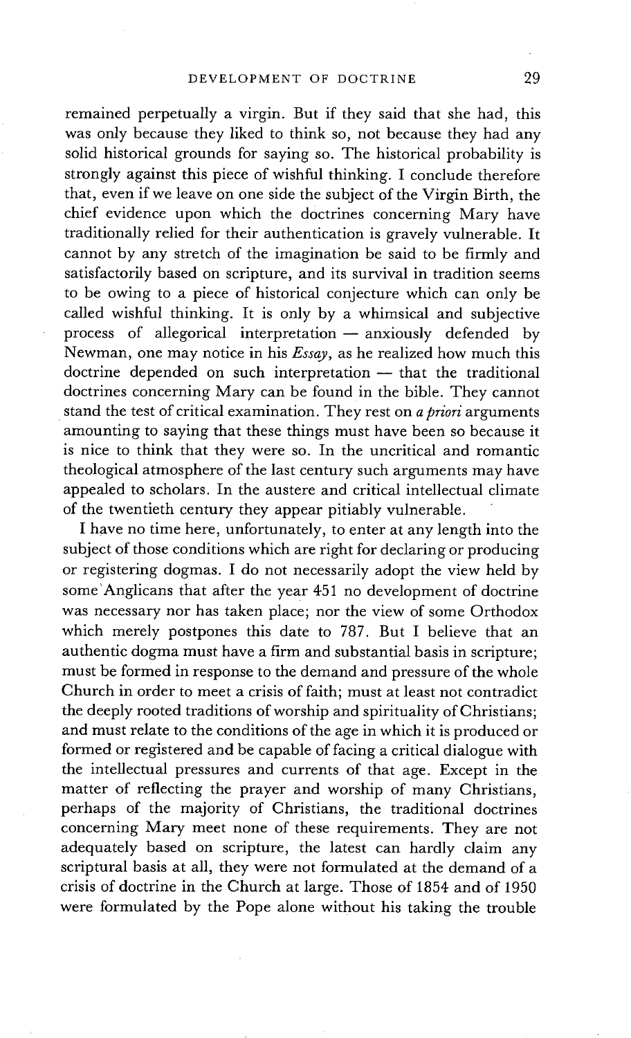remained perpetually a virgin. But if they said that she had, this was only because they liked to think so, not because they had any solid historical grounds for saying so. The historical probability is strongly against this piece of wishful thinking. I conclude therefore that, even if we leave on one side the subject of the Virgin Birth, the chief evidence upon which the doctrines concerning Mary have traditionally relied for their authentication is gravely vulnerable. It cannot by any stretch of the imagination be said to be firmly and satisfactorily based on scripture, and its survival in tradition seems to be owing to a piece of historical conjecture which can only be called wishful thinking. It is only by a whimsical and subjective process of allegorical interpretation — anxiously defended by Newman, one may notice in his *Essay*, as he realized how much this doctrine depended on such interpretation — that the traditional doctrines concerning Mary can be found in the bible. They cannot stand the test of critical examination. They rest on *a priori* arguments amounting to saying that these things must have been so because it is nice to think that they were so. In the uncritical and romantic theological atmosphere of the last century such arguments may have appealed to scholars. In the austere and critical intellectual climate of the twentieth century they appear pitiably vulnerable.

I have no time here, unfortunately, to enter at any length into the subject of those conditions which are right for declaring or producing or registering dogmas. I do not necessarily adopt the view held by some Anglicans that after the year 451 no development of doctrine was necessary nor has taken place; nor the view of some Orthodox which merely postpones this date to 787. But I believe that an authentic dogma must have a firm and substantial basis in scripture; must be formed in response to the demand and pressure of the whole Church in order to meet a crisis of faith; must at least not contradict the deeply rooted traditions of worship and spirituality of Christians; and must relate to the conditions of the age in which it is produced or formed or registered and be capable of facing a critical dialogue with the intellectual pressures and currents of that age. Except in the matter of reflecting the prayer and worship of many Christians, perhaps of the majority of Christians, the traditional doctrines concerning Mary meet none of these requirements. They are not adequately based on scripture, the latest can hardly claim any scriptural basis at all, they were not formulated at the demand of a crisis of doctrine in the Church at large. Those of 1854 and of 1950 were formulated by the Pope alone without his taking the trouble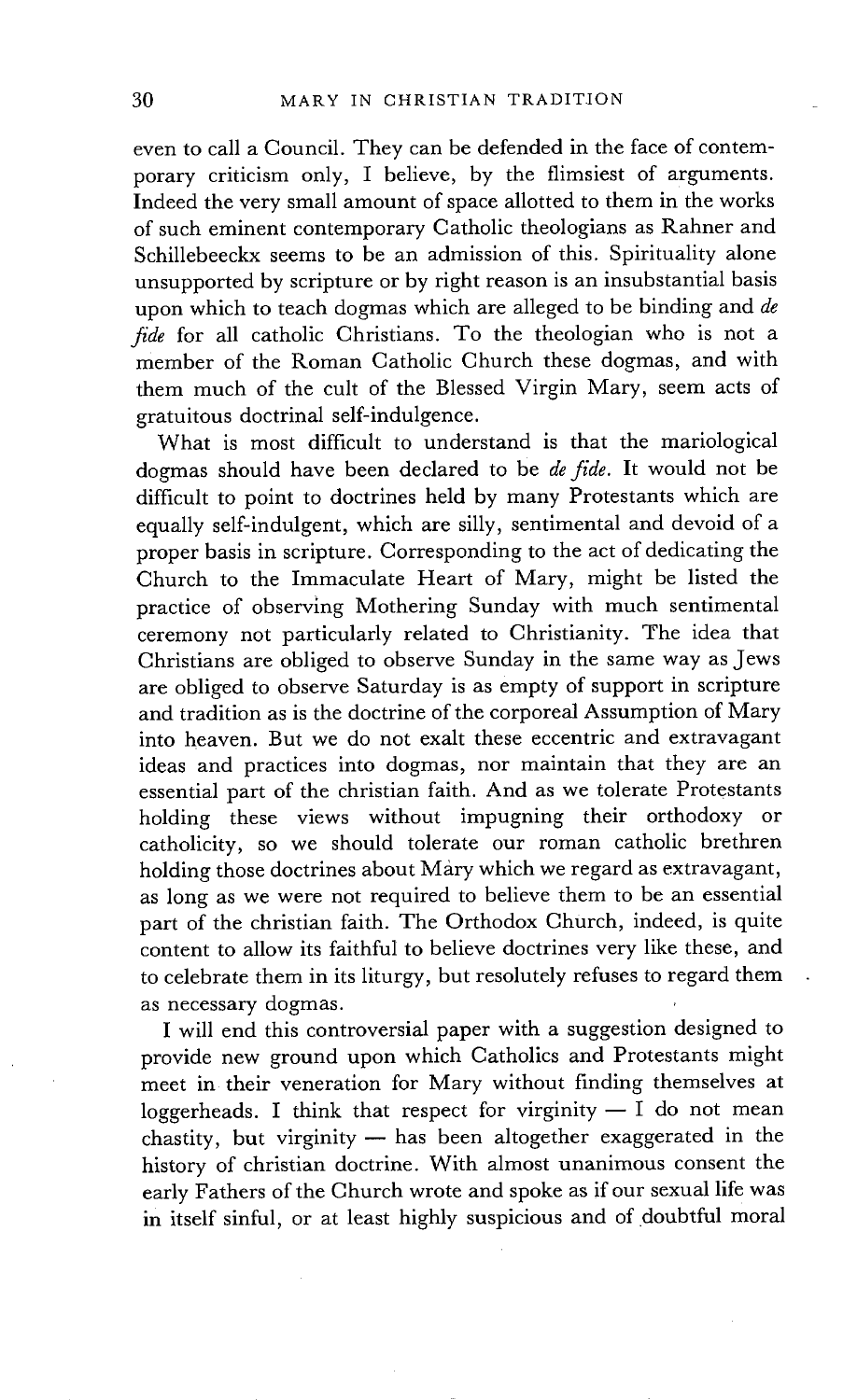even to call a Council. They can be defended in the face of contemporary criticism only, I believe, by the flimsiest of arguments. Indeed the very small amount of space allotted to them in the works of such eminent contemporary Catholic theologians as Rahner and Schillebeeckx seems to be an admission of this. Spirituality alone unsupported by scripture or by right reason is an insubstantial basis upon which to teach dogmas which are alleged to be binding and *de fide* for all catholic Christians. To the theologian who is not a member of the Roman Catholic Church these dogmas, and with them much of the cult of the Blessed Virgin Mary, seem acts of gratuitous doctrinal self-indulgence.

What is most difficult to understand is that the mariological dogmas should have been declared to be *de fide*. It would not be difficult to point to doctrines held by many Protestants which are equally self-indulgent, which are silly, sentimental and devoid of a proper basis in scripture. Corresponding to the act of dedicating the Church to the Immaculate Heart of Mary, might be listed the practice of observing Mothering Sunday with much sentimental ceremony not particularly related to Christianity. The idea that Christians are obliged to observe Sunday in the same way as Jews are obliged to observe Saturday is as empty of support in scripture and tradition as is the doctrine of the corporeal Assumption of Mary into heaven. But we do not exalt these eccentric and extravagant ideas and practices into dogmas, nor maintain that they are an essential part of the christian faith. And as we tolerate Protestants holding these views without impugning their orthodoxy or catholicity, so we should tolerate our roman catholic brethren holding those doctrines about Mary which we regard as extravagant, as long as we were not required to believe them to be an essential part of the christian faith. The Orthodox Church, indeed, is quite content to allow its faithful to believe doctrines very like these, and to celebrate them in its liturgy, but resolutely refuses to regard them as necessary dogmas.

I will end this controversial paper with a suggestion designed to provide new ground upon which Catholics and Protestants might meet in their veneration for Mary without finding themselves at loggerheads. I think that respect for virginity — I do not mean chastity, but virginity — has been altogether exaggerated in the history of christian doctrine. With almost unanimous consent the early Fathers of the Church wrote and spoke as if our sexual life was in itself sinful, or at least highly suspicious and of doubtful moral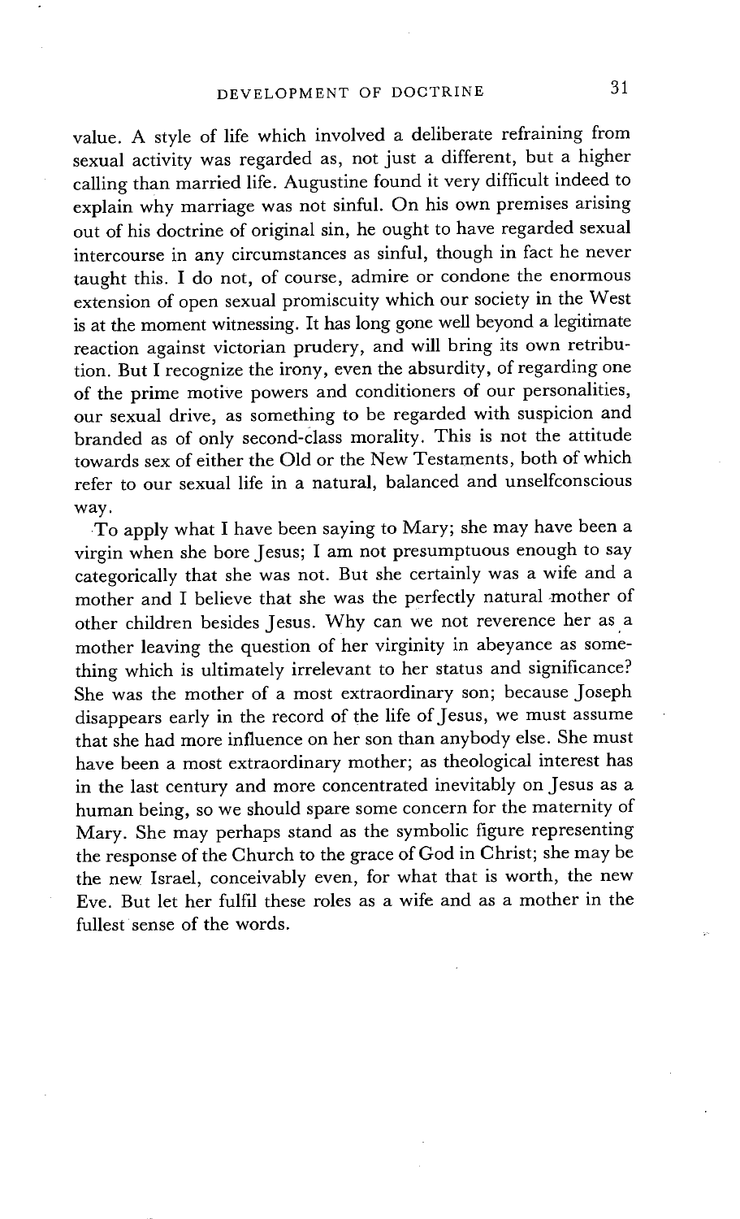value. A style of life which involved a deliberate refraining from sexual activity was regarded as, not just a different, but a higher calling than married life. Augustine found it very difficult indeed to explain why marriage was not sinful. On his own premises arising out of his doctrine of original sin, he ought to have regarded sexual intercourse in any circumstances as sinful, though in fact he never taught this. I do not, of course, admire or condone the enormous extension of open sexual promiscuity which our society in the West is at the moment witnessing. It has long gone well beyond a legitimate reaction against victorian prudery, and will bring its own retribution. But I recognize the irony, even the absurdity, of regarding one of the prime motive powers and conditioners of our personalities, our sexual drive, as something to be regarded with suspicion and branded as of only second-class morality. This is not the attitude towards sex of either the Old or the New Testaments, both of which refer to our sexual life in a natural, balanced and unselfconscious way.

To apply what I have been saying to Mary; she may have been a virgin when she bore Jesus; I am not presumptuous enough to say categorically that she was not. But she certainly was a wife and a mother and I believe that she was the perfectly natural mother of other children besides Jesus. Why can we not reverence her as a mother leaving the question of her virginity in abeyance as something which is ultimately irrelevant to her status and significance? She was the mother of a most extraordinary son; because Joseph disappears early in the record of the life of Jesus, we must assume that she had more influence on her son than anybody else. She must have been a most extraordinary mother; as theological interest has in the last century and more concentrated inevitably on Jesus as a human being, so we should spare some concern for the maternity of Mary. She may perhaps stand as the symbolic figure representing the response of the Church to the grace of God in Christ; she may be the new Israel, conceivably even, for what that is worth, the new Eve. But let her fulfil these roles as a wife and as a mother in the fullest sense of the words.